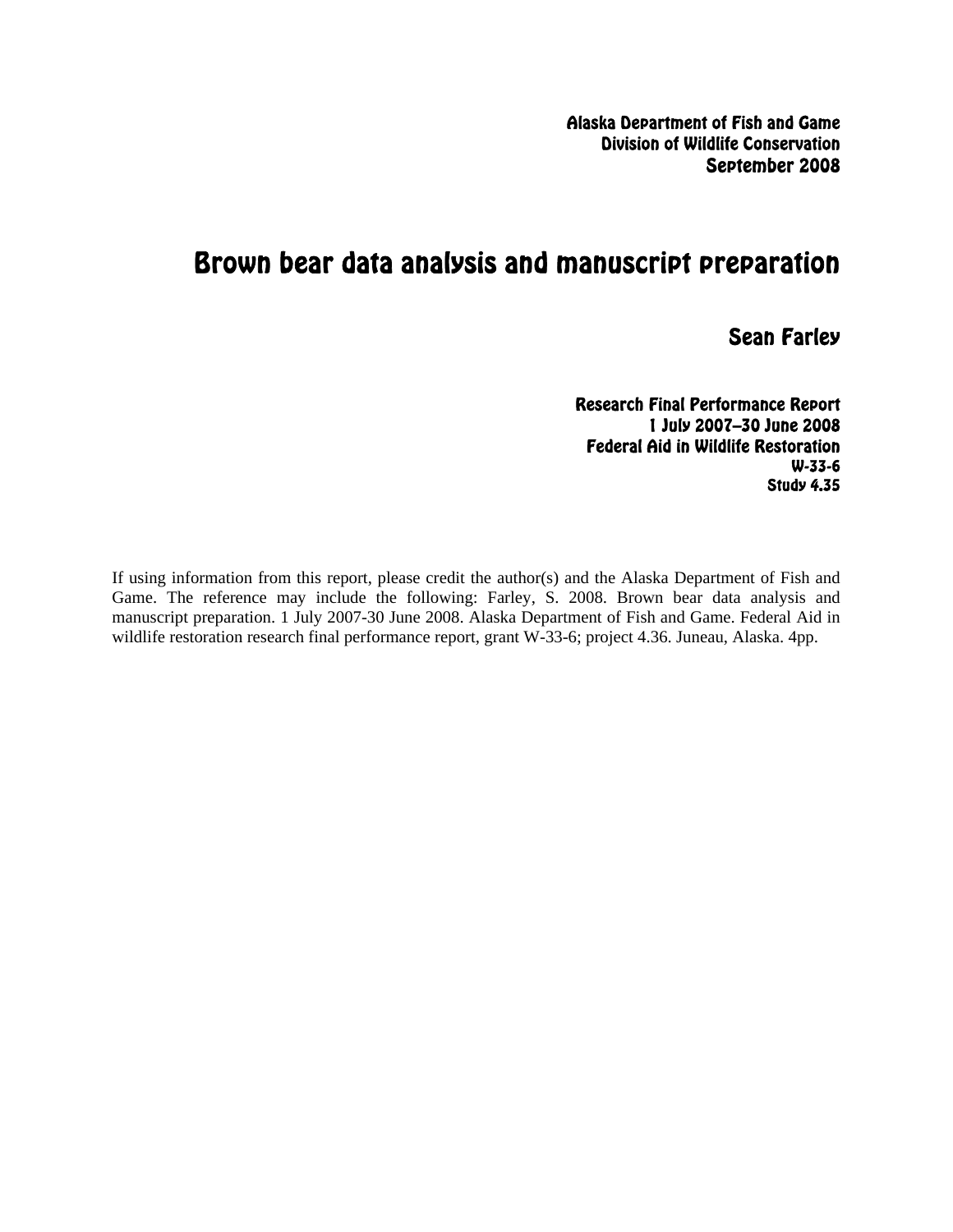Alaska Department of Fish and Game
Division of Wildlife Conservation
September 2008

# Brown bear data analysis and manuscript preparation

Sean Farley

Research Final Performance Report
1 July 2007–30 June 2008
Federal Aid in Wildlife Restoration
W-33-6
Study 4.35

If using information from this report, please credit the author(s) and the Alaska Department of Fish and Game. The reference may include the following: Farley, S. 2008. Brown bear data analysis and manuscript preparation. 1 July 2007-30 June 2008. Alaska Department of Fish and Game. Federal Aid in wildlife restoration research final performance report, grant W-33-6; project 4.36. Juneau, Alaska. 4pp.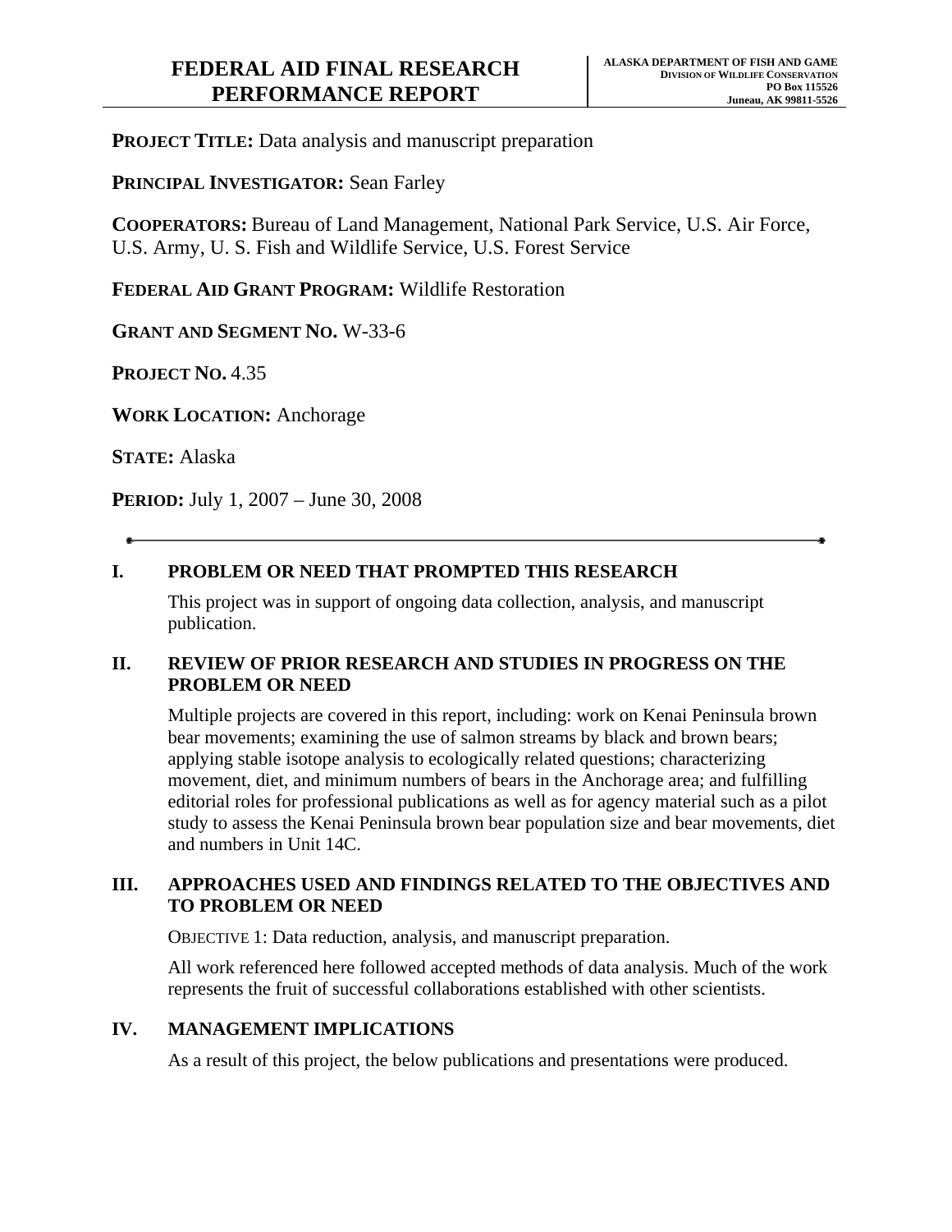# FEDERAL AID FINAL RESEARCH PERFORMANCE REPORT

**ALASKA DEPARTMENT OF FISH AND GAME**
**DIVISION OF WILDLIFE CONSERVATION**
**PO Box 115526**
**Juneau, AK 99811-5526**

**PROJECT TITLE:** Data analysis and manuscript preparation

**PRINCIPAL INVESTIGATOR:** Sean Farley

**COOPERATORS:** Bureau of Land Management, National Park Service, U.S. Air Force, U.S. Army, U. S. Fish and Wildlife Service, U.S. Forest Service

**FEDERAL AID GRANT PROGRAM:** Wildlife Restoration

**GRANT AND SEGMENT NO.** W-33-6

**PROJECT NO.** 4.35

**WORK LOCATION:** Anchorage

**STATE:** Alaska

**PERIOD:** July 1, 2007 – June 30, 2008

---

## I. PROBLEM OR NEED THAT PROMPTED THIS RESEARCH

This project was in support of ongoing data collection, analysis, and manuscript publication.

## II. REVIEW OF PRIOR RESEARCH AND STUDIES IN PROGRESS ON THE PROBLEM OR NEED

Multiple projects are covered in this report, including: work on Kenai Peninsula brown bear movements; examining the use of salmon streams by black and brown bears; applying stable isotope analysis to ecologically related questions; characterizing movement, diet, and minimum numbers of bears in the Anchorage area; and fulfilling editorial roles for professional publications as well as for agency material such as a pilot study to assess the Kenai Peninsula brown bear population size and bear movements, diet and numbers in Unit 14C.

## III. APPROACHES USED AND FINDINGS RELATED TO THE OBJECTIVES AND TO PROBLEM OR NEED

OBJECTIVE 1: Data reduction, analysis, and manuscript preparation.

All work referenced here followed accepted methods of data analysis. Much of the work represents the fruit of successful collaborations established with other scientists.

## IV. MANAGEMENT IMPLICATIONS

As a result of this project, the below publications and presentations were produced.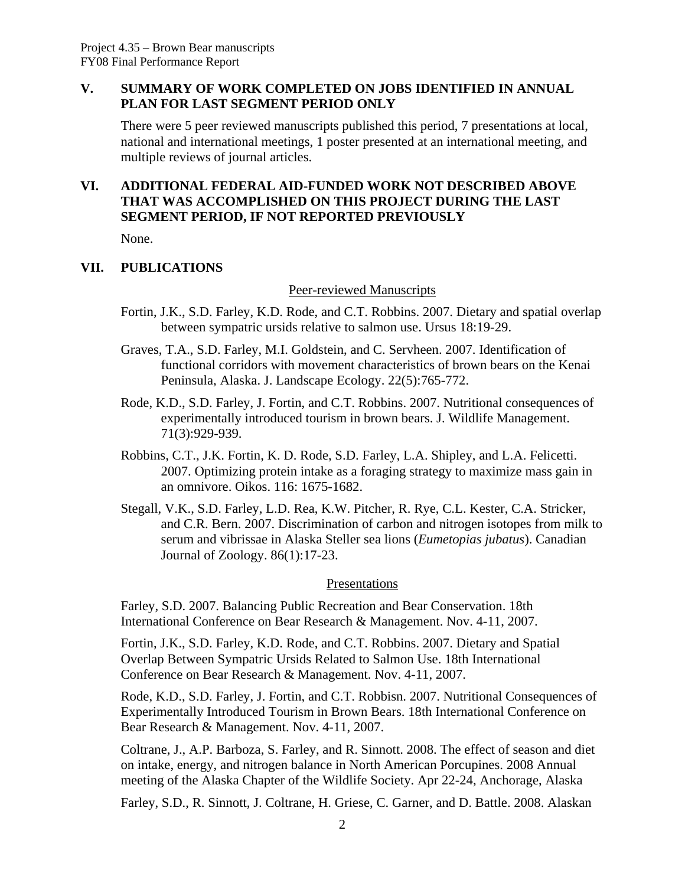## V. SUMMARY OF WORK COMPLETED ON JOBS IDENTIFIED IN ANNUAL PLAN FOR LAST SEGMENT PERIOD ONLY

There were 5 peer reviewed manuscripts published this period, 7 presentations at local, national and international meetings, 1 poster presented at an international meeting, and multiple reviews of journal articles.

## VI. ADDITIONAL FEDERAL AID-FUNDED WORK NOT DESCRIBED ABOVE THAT WAS ACCOMPLISHED ON THIS PROJECT DURING THE LAST SEGMENT PERIOD, IF NOT REPORTED PREVIOUSLY

None.

## VII. PUBLICATIONS

### Peer-reviewed Manuscripts

Fortin, J.K., S.D. Farley, K.D. Rode, and C.T. Robbins. 2007. Dietary and spatial overlap between sympatric ursids relative to salmon use. Ursus 18:19-29.

Graves, T.A., S.D. Farley, M.I. Goldstein, and C. Servheen. 2007. Identification of functional corridors with movement characteristics of brown bears on the Kenai Peninsula, Alaska. J. Landscape Ecology. 22(5):765-772.

Rode, K.D., S.D. Farley, J. Fortin, and C.T. Robbins. 2007. Nutritional consequences of experimentally introduced tourism in brown bears. J. Wildlife Management. 71(3):929-939.

Robbins, C.T., J.K. Fortin, K. D. Rode, S.D. Farley, L.A. Shipley, and L.A. Felicetti. 2007. Optimizing protein intake as a foraging strategy to maximize mass gain in an omnivore. Oikos. 116: 1675-1682.

Stegall, V.K., S.D. Farley, L.D. Rea, K.W. Pitcher, R. Rye, C.L. Kester, C.A. Stricker, and C.R. Bern. 2007. Discrimination of carbon and nitrogen isotopes from milk to serum and vibrissae in Alaska Steller sea lions (*Eumetopias jubatus*). Canadian Journal of Zoology. 86(1):17-23.

### Presentations

Farley, S.D. 2007. Balancing Public Recreation and Bear Conservation. 18th International Conference on Bear Research & Management. Nov. 4-11, 2007.

Fortin, J.K., S.D. Farley, K.D. Rode, and C.T. Robbins. 2007. Dietary and Spatial Overlap Between Sympatric Ursids Related to Salmon Use. 18th International Conference on Bear Research & Management. Nov. 4-11, 2007.

Rode, K.D., S.D. Farley, J. Fortin, and C.T. Robbisn. 2007. Nutritional Consequences of Experimentally Introduced Tourism in Brown Bears. 18th International Conference on Bear Research & Management. Nov. 4-11, 2007.

Coltrane, J., A.P. Barboza, S. Farley, and R. Sinnott. 2008. The effect of season and diet on intake, energy, and nitrogen balance in North American Porcupines. 2008 Annual meeting of the Alaska Chapter of the Wildlife Society. Apr 22-24, Anchorage, Alaska

Farley, S.D., R. Sinnott, J. Coltrane, H. Griese, C. Garner, and D. Battle. 2008. Alaskan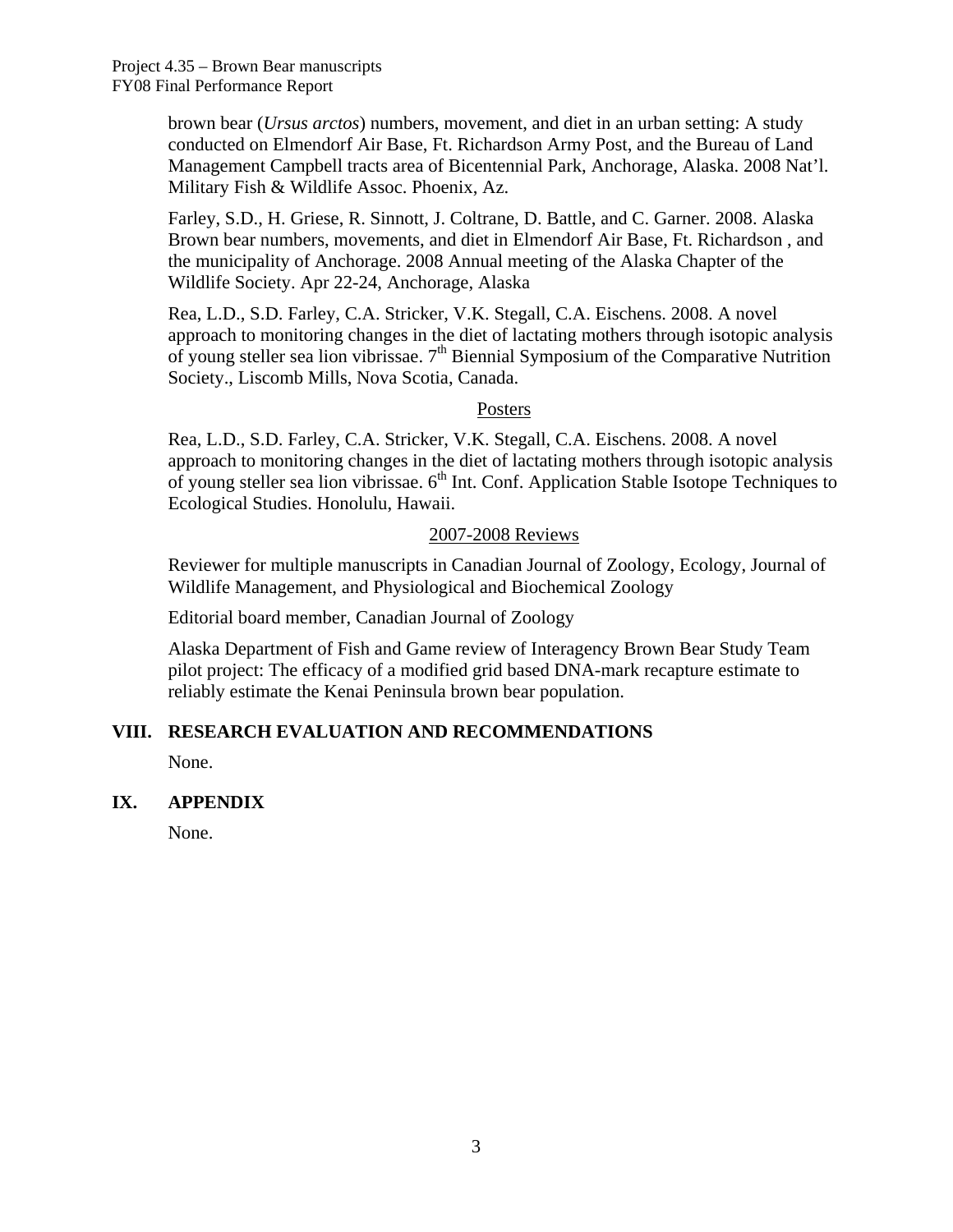brown bear (*Ursus arctos*) numbers, movement, and diet in an urban setting: A study conducted on Elmendorf Air Base, Ft. Richardson Army Post, and the Bureau of Land Management Campbell tracts area of Bicentennial Park, Anchorage, Alaska. 2008 Nat'l. Military Fish & Wildlife Assoc. Phoenix, Az.

Farley, S.D., H. Griese, R. Sinnott, J. Coltrane, D. Battle, and C. Garner. 2008. Alaska Brown bear numbers, movements, and diet in Elmendorf Air Base, Ft. Richardson , and the municipality of Anchorage. 2008 Annual meeting of the Alaska Chapter of the Wildlife Society. Apr 22-24, Anchorage, Alaska

Rea, L.D., S.D. Farley, C.A. Stricker, V.K. Stegall, C.A. Eischens. 2008. A novel approach to monitoring changes in the diet of lactating mothers through isotopic analysis of young steller sea lion vibrissae. 7th Biennial Symposium of the Comparative Nutrition Society., Liscomb Mills, Nova Scotia, Canada.

<u>Posters</u>

Rea, L.D., S.D. Farley, C.A. Stricker, V.K. Stegall, C.A. Eischens. 2008. A novel approach to monitoring changes in the diet of lactating mothers through isotopic analysis of young steller sea lion vibrissae. 6th Int. Conf. Application Stable Isotope Techniques to Ecological Studies. Honolulu, Hawaii.

<u>2007-2008 Reviews</u>

Reviewer for multiple manuscripts in Canadian Journal of Zoology, Ecology, Journal of Wildlife Management, and Physiological and Biochemical Zoology

Editorial board member, Canadian Journal of Zoology

Alaska Department of Fish and Game review of Interagency Brown Bear Study Team pilot project: The efficacy of a modified grid based DNA-mark recapture estimate to reliably estimate the Kenai Peninsula brown bear population.

## VIII. RESEARCH EVALUATION AND RECOMMENDATIONS

None.

## IX. APPENDIX

None.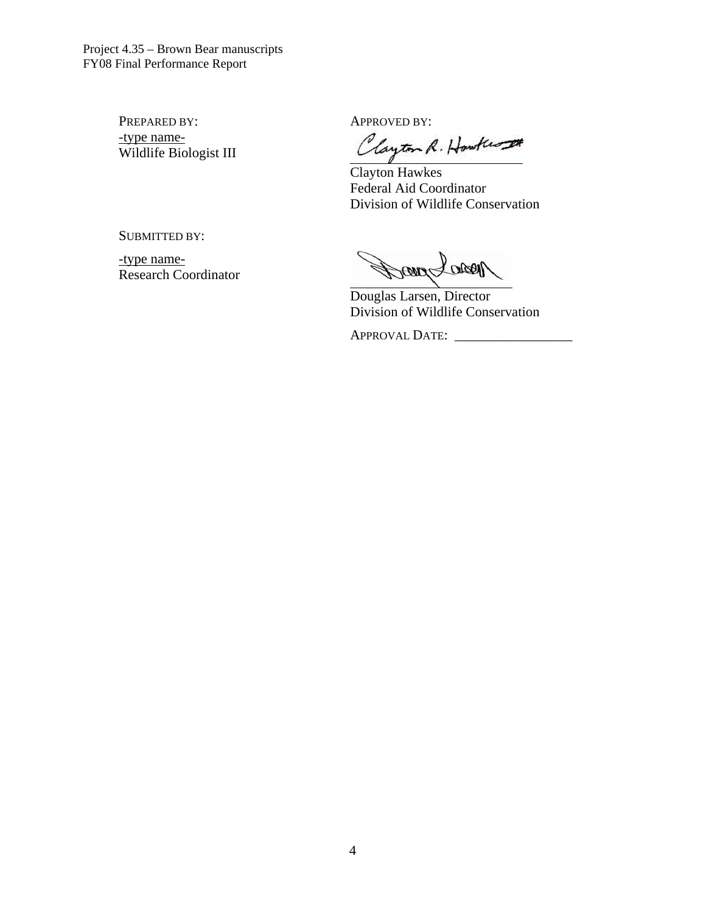PREPARED BY:
-type name-
Wildlife Biologist III

APPROVED BY:

Clayton Hawkes
Federal Aid Coordinator
Division of Wildlife Conservation

SUBMITTED BY:
-type name-
Research Coordinator

Douglas Larsen, Director
Division of Wildlife Conservation

APPROVAL DATE: _________________